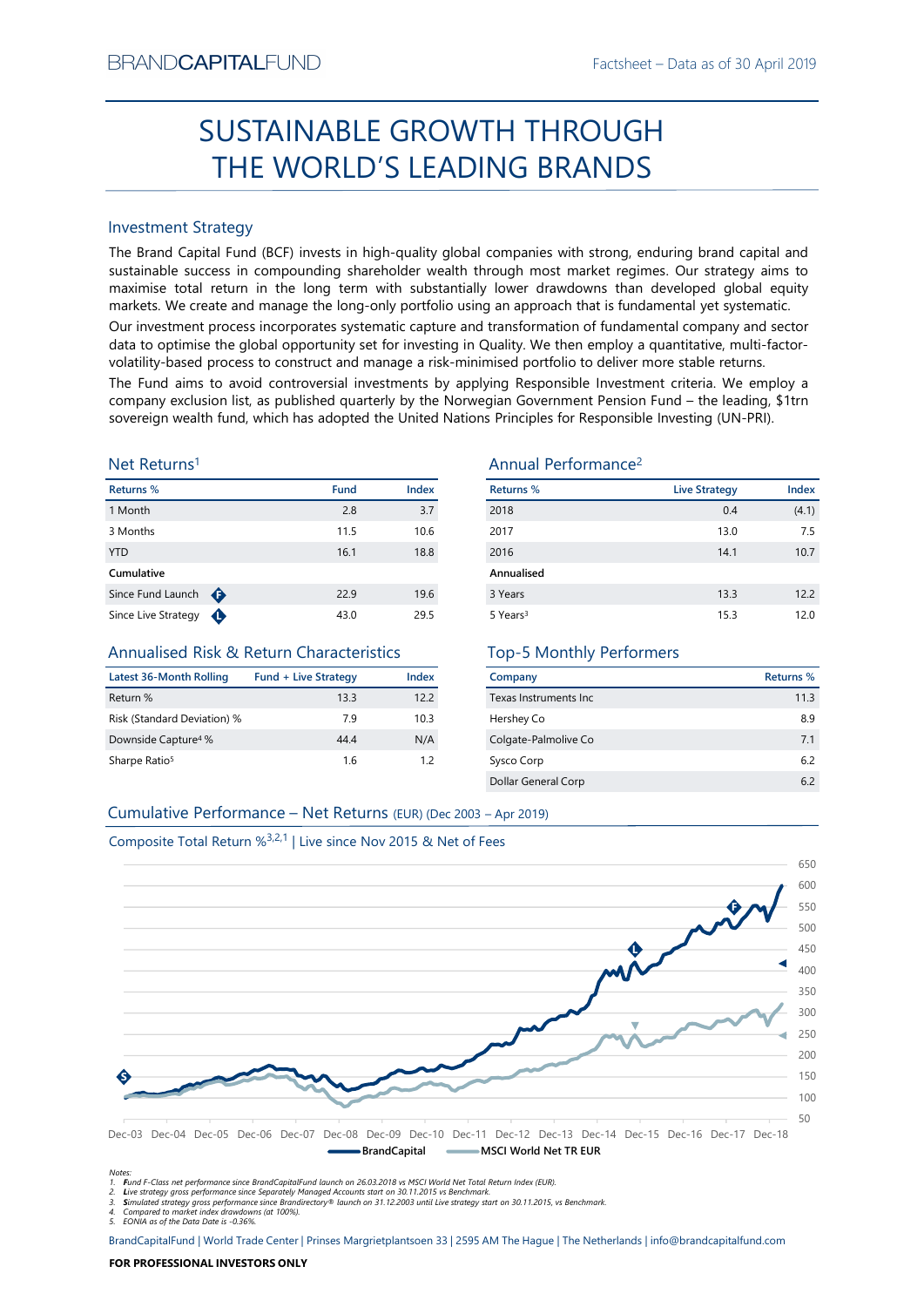BRANDCAPITALFUND

Factsheet – Data as of 30 April 2019

# SUSTAINABLE GROWTH THROUGH THE WORLD'S LEADING BRANDS

## Investment Strategy

The Brand Capital Fund (BCF) invests in high-quality global companies with strong, enduring brand capital and sustainable success in compounding shareholder wealth through most market regimes. Our strategy aims to maximise total return in the long term with substantially lower drawdowns than developed global equity markets. We create and manage the long-only portfolio using an approach that is fundamental yet systematic.

Our investment process incorporates systematic capture and transformation of fundamental company and sector data to optimise the global opportunity set for investing in Quality. We then employ a quantitative, multi-factor-volatility-based process to construct and manage a risk-minimised portfolio to deliver more stable returns.

The Fund aims to avoid controversial investments by applying Responsible Investment criteria. We employ a company exclusion list, as published quarterly by the Norwegian Government Pension Fund – the leading, $1trn sovereign wealth fund, which has adopted the United Nations Principles for Responsible Investing (UN-PRI).

## Net Returns[1]

| Returns % | Fund | Index |
|---|---|---|
| 1 Month | 2.8 | 3.7 |
| 3 Months | 11.5 | 10.6 |
| YTD | 16.1 | 18.8 |
| **Cumulative** | | |
| Since Fund Launch (F) | 22.9 | 19.6 |
| Since Live Strategy (L) | 43.0 | 29.5 |

## Annual Performance[2]

| Returns % | Live Strategy | Index |
|---|---|---|
| 2018 | 0.4 | (4.1) |
| 2017 | 13.0 | 7.5 |
| 2016 | 14.1 | 10.7 |
| **Annualised** | | |
| 3 Years | 13.3 | 12.2 |
| 5 Years[3] | 15.3 | 12.0 |

## Annualised Risk & Return Characteristics

| Latest 36-Month Rolling | Fund + Live Strategy | Index |
|---|---|---|
| Return % | 13.3 | 12.2 |
| Risk (Standard Deviation) % | 7.9 | 10.3 |
| Downside Capture[4] % | 44.4 | N/A |
| Sharpe Ratio[5] | 1.6 | 1.2 |

## Top-5 Monthly Performers

| Company | Returns % |
|---|---|
| Texas Instruments Inc | 11.3 |
| Hershey Co | 8.9 |
| Colgate-Palmolive Co | 7.1 |
| Sysco Corp | 6.2 |
| Dollar General Corp | 6.2 |

## Cumulative Performance – Net Returns (EUR) (Dec 2003 – Apr 2019)

Composite Total Return %[3,2,1] | Live since Nov 2015 & Net of Fees

BrandCapital — MSCI World Net TR EUR

Notes:
1. Fund F-Class net performance since BrandCapitalFund launch on 26.03.2018 vs MSCI World Net Total Return Index (EUR).
2. Live strategy gross performance since Separately Managed Accounts start on 30.11.2015 vs Benchmark.
3. Simulated strategy gross performance since Brandirectory® launch on 31.12.2003 until Live strategy start on 30.11.2015, vs Benchmark.
4. Compared to market index drawdowns (at 100%).
5. EONIA as of the Data Date is -0.36%.

BrandCapitalFund | World Trade Center | Prinses Margrietplantsoen 33 | 2595 AM The Hague | The Netherlands | info@brandcapitalfund.com

**FOR PROFESSIONAL INVESTORS ONLY**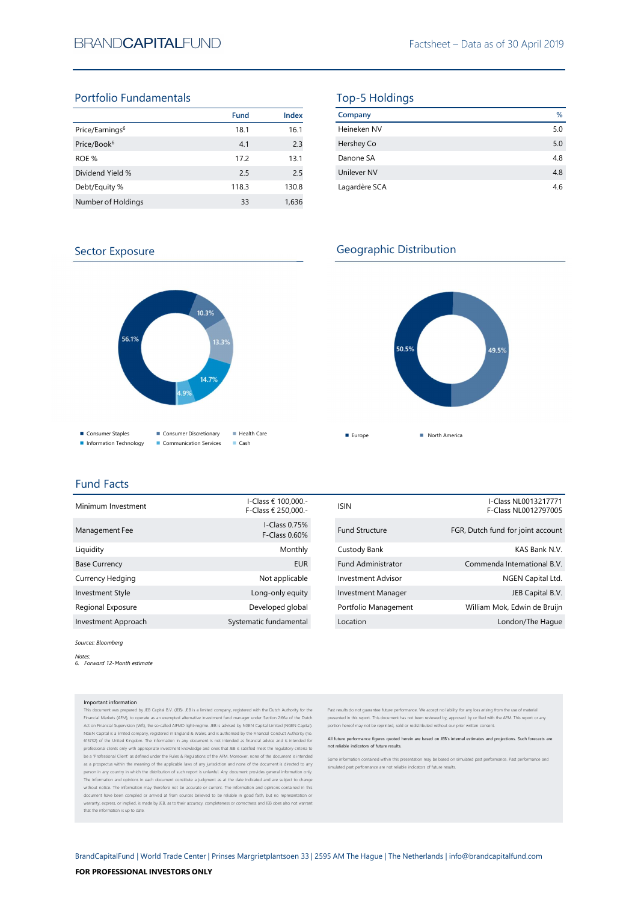Factsheet – Data as of 30 April 2019

## Portfolio Fundamentals

| | Fund | Index |
|---|---|---|
| Price/Earnings[6] | 18.1 | 16.1 |
| Price/Book[6] | 4.1 | 2.3 |
| ROE % | 17.2 | 13.1 |
| Dividend Yield % | 2.5 | 2.5 |
| Debt/Equity % | 118.3 | 130.8 |
| Number of Holdings | 33 | 1,636 |

## Top-5 Holdings

| Company | % |
|---|---|
| Heineken NV | 5.0 |
| Hershey Co | 5.0 |
| Danone SA | 4.8 |
| Unilever NV | 4.8 |
| Lagardère SCA | 4.6 |

## Sector Exposure

56.1%
10.3%
13.3%
14.7%
4.9%

Consumer Staples
Consumer Discretionary
Health Care
Information Technology
Communication Services
Cash

## Geographic Distribution

50.5%
49.5%

Europe
North America

## Fund Facts

| | |
|---|---|
| Minimum Investment | I-Class € 100,000.- F-Class € 250,000.- |
| Management Fee | I-Class 0.75% F-Class 0.60% |
| Liquidity | Monthly |
| Base Currency | EUR |
| Currency Hedging | Not applicable |
| Investment Style | Long-only equity |
| Regional Exposure | Developed global |
| Investment Approach | Systematic fundamental |

| | |
|---|---|
| ISIN | I-Class NL0013217771 F-Class NL0012797005 |
| Fund Structure | FGR, Dutch fund for joint account |
| Custody Bank | KAS Bank N.V. |
| Fund Administrator | Commenda International B.V. |
| Investment Advisor | NGEN Capital Ltd. |
| Investment Manager | JEB Capital B.V. |
| Portfolio Management | William Mok, Edwin de Bruijn |
| Location | London/The Hague |

*Sources: Bloomberg*

*Notes:*
*6. Forward 12-Month estimate*

Important information

This document was prepared by JEB Capital B.V. (JEB). JEB is a limited company, registered with the Dutch Authority for the Financial Markets (AFM), to operate as an exempted alternative investment fund manager under Section 2:66a of the Dutch Act on Financial Supervision (Wft), the so-called AIFMD light-regime. JEB is advised by NGEN Capital Limited (NGEN Capital). NGEN Capital is a limited company, registered in England & Wales, and is authorised by the Financial Conduct Authority (no. 615732) of the United Kingdom. The information in any document is not intended as financial advice and is intended for professional clients only with appropriate investment knowledge and ones that JEB is satisfied meet the regulatory criteria to be a 'Professional Client' as defined under the Rules & Regulations of the AFM. Moreover, none of the document is intended as a prospectus within the meaning of the applicable laws of any jurisdiction and none of the document is directed to any person in any country in which the distribution of such report is unlawful. Any document provides general information only. The information and opinions in each document constitute a judgment as at the date indicated and are subject to change without notice. The information may therefore not be accurate or current. The information and opinions contained in this document have been compiled or arrived at from sources believed to be reliable in good faith, but no representation or warranty, express, or implied, is made by JEB, as to their accuracy, completeness or correctness and JEB does also not warrant that the information is up to date.

Past results do not guarantee future performance. We accept no liability for any loss arising from the use of material presented in this report. This document has not been reviewed by, approved by or filed with the AFM. This report or any portion hereof may not be reprinted, sold or redistributed without our prior written consent.

All future performance figures quoted herein are based on JEB's internal estimates and projections. Such forecasts are not reliable indicators of future results.

Some information contained within this presentation may be based on simulated past performance. Past performance and simulated past performance are not reliable indicators of future results.

BrandCapitalFund | World Trade Center | Prinses Margrietplantsoen 33 | 2595 AM The Hague | The Netherlands | info@brandcapitalfund.com

**FOR PROFESSIONAL INVESTORS ONLY**